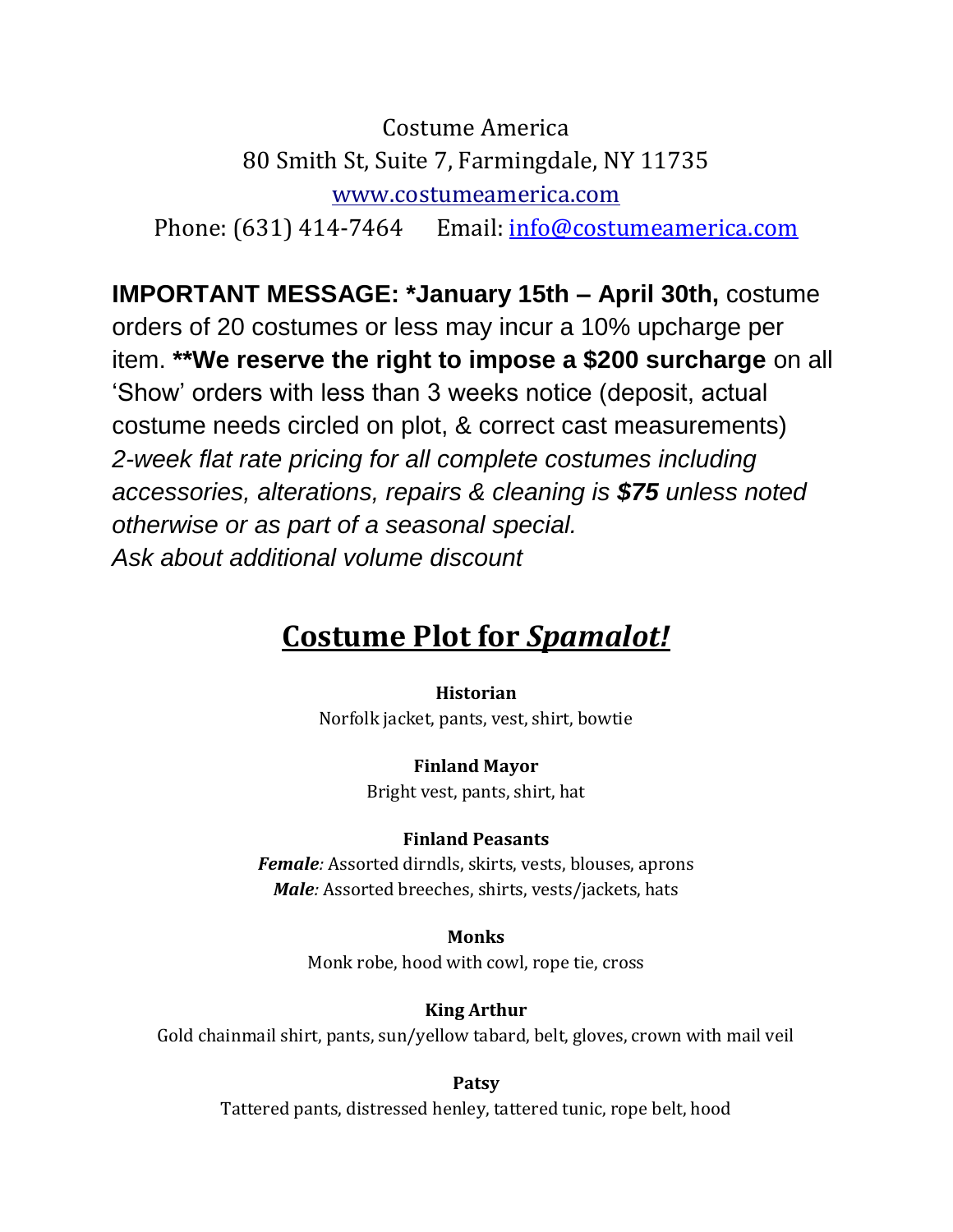Costume America
80 Smith St, Suite 7, Farmingdale, NY 11735
www.costumeamerica.com
Phone: (631) 414-7464    Email: info@costumeamerica.com

**IMPORTANT MESSAGE: *January 15th – April 30th,** costume orders of 20 costumes or less may incur a 10% upcharge per item. ****We reserve the right to impose a $200 surcharge** on all 'Show' orders with less than 3 weeks notice (deposit, actual costume needs circled on plot, & correct cast measurements)
*2-week flat rate pricing for all complete costumes including accessories, alterations, repairs & cleaning is **$75** unless noted otherwise or as part of a seasonal special.*
*Ask about additional volume discount*

# Costume Plot for *Spamalot!*

**Historian**
Norfolk jacket, pants, vest, shirt, bowtie

**Finland Mayor**
Bright vest, pants, shirt, hat

**Finland Peasants**
***Female**:* Assorted dirndls, skirts, vests, blouses, aprons
***Male**:* Assorted breeches, shirts, vests/jackets, hats

**Monks**
Monk robe, hood with cowl, rope tie, cross

**King Arthur**
Gold chainmail shirt, pants, sun/yellow tabard, belt, gloves, crown with mail veil

**Patsy**
Tattered pants, distressed henley, tattered tunic, rope belt, hood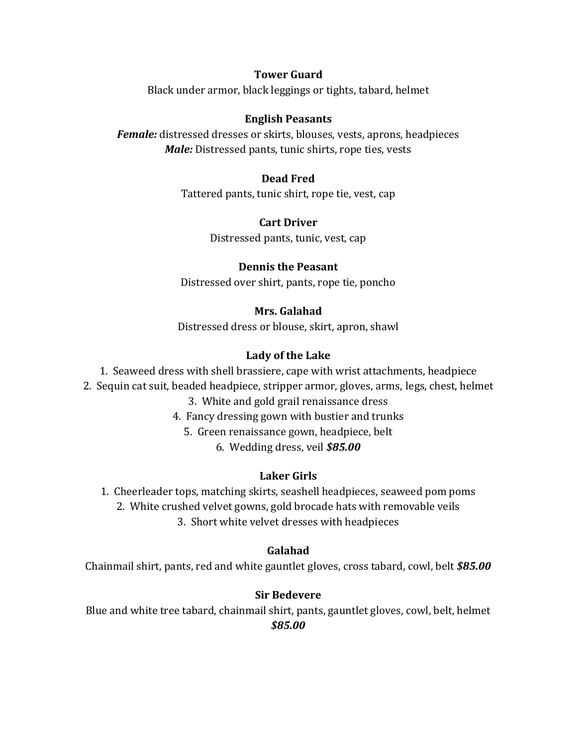**Tower Guard**

Black under armor, black leggings or tights, tabard, helmet

**English Peasants**

***Female:*** distressed dresses or skirts, blouses, vests, aprons, headpieces
***Male:*** Distressed pants, tunic shirts, rope ties, vests

**Dead Fred**

Tattered pants, tunic shirt, rope tie, vest, cap

**Cart Driver**

Distressed pants, tunic, vest, cap

**Dennis the Peasant**

Distressed over shirt, pants, rope tie, poncho

**Mrs. Galahad**

Distressed dress or blouse, skirt, apron, shawl

**Lady of the Lake**

1. Seaweed dress with shell brassiere, cape with wrist attachments, headpiece
2. Sequin cat suit, beaded headpiece, stripper armor, gloves, arms, legs, chest, helmet
3. White and gold grail renaissance dress
4. Fancy dressing gown with bustier and trunks
5. Green renaissance gown, headpiece, belt
6. Wedding dress, veil ***$85.00***

**Laker Girls**

1. Cheerleader tops, matching skirts, seashell headpieces, seaweed pom poms
2. White crushed velvet gowns, gold brocade hats with removable veils
3. Short white velvet dresses with headpieces

**Galahad**

Chainmail shirt, pants, red and white gauntlet gloves, cross tabard, cowl, belt ***$85.00***

**Sir Bedevere**

Blue and white tree tabard, chainmail shirt, pants, gauntlet gloves, cowl, belt, helmet ***$85.00***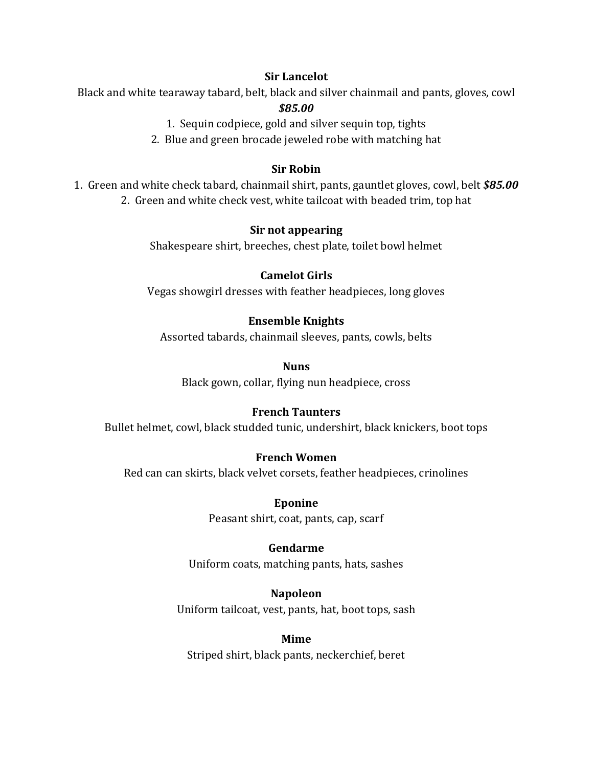**Sir Lancelot**

Black and white tearaway tabard, belt, black and silver chainmail and pants, gloves, cowl

***$85.00***

1. Sequin codpiece, gold and silver sequin top, tights
2. Blue and green brocade jeweled robe with matching hat

**Sir Robin**

1. Green and white check tabard, chainmail shirt, pants, gauntlet gloves, cowl, belt ***$85.00***
2. Green and white check vest, white tailcoat with beaded trim, top hat

**Sir not appearing**

Shakespeare shirt, breeches, chest plate, toilet bowl helmet

**Camelot Girls**

Vegas showgirl dresses with feather headpieces, long gloves

**Ensemble Knights**

Assorted tabards, chainmail sleeves, pants, cowls, belts

**Nuns**

Black gown, collar, flying nun headpiece, cross

**French Taunters**

Bullet helmet, cowl, black studded tunic, undershirt, black knickers, boot tops

**French Women**

Red can can skirts, black velvet corsets, feather headpieces, crinolines

**Eponine**

Peasant shirt, coat, pants, cap, scarf

**Gendarme**

Uniform coats, matching pants, hats, sashes

**Napoleon**

Uniform tailcoat, vest, pants, hat, boot tops, sash

**Mime**

Striped shirt, black pants, neckerchief, beret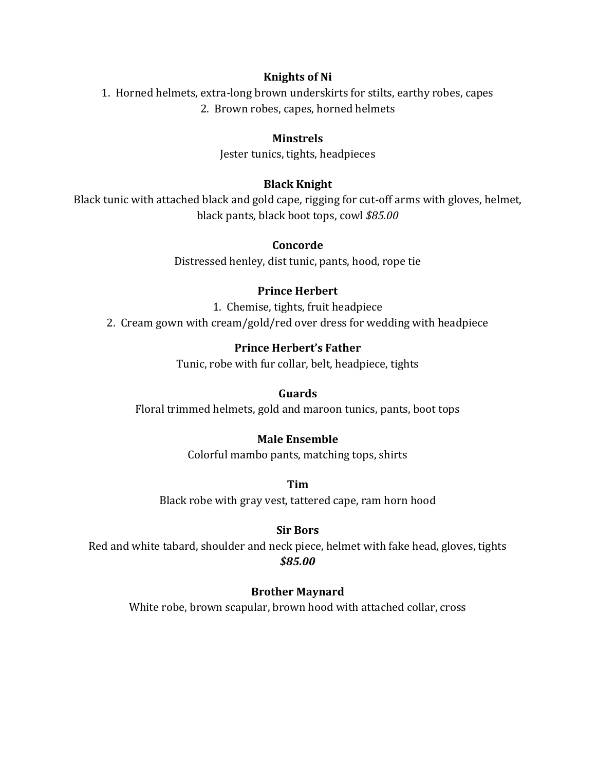**Knights of Ni**

1. Horned helmets, extra-long brown underskirts for stilts, earthy robes, capes
2. Brown robes, capes, horned helmets

**Minstrels**

Jester tunics, tights, headpieces

**Black Knight**

Black tunic with attached black and gold cape, rigging for cut-off arms with gloves, helmet, black pants, black boot tops, cowl *$85.00*

**Concorde**

Distressed henley, dist tunic, pants, hood, rope tie

**Prince Herbert**

1. Chemise, tights, fruit headpiece
2. Cream gown with cream/gold/red over dress for wedding with headpiece

**Prince Herbert's Father**

Tunic, robe with fur collar, belt, headpiece, tights

**Guards**

Floral trimmed helmets, gold and maroon tunics, pants, boot tops

**Male Ensemble**

Colorful mambo pants, matching tops, shirts

**Tim**

Black robe with gray vest, tattered cape, ram horn hood

**Sir Bors**

Red and white tabard, shoulder and neck piece, helmet with fake head, gloves, tights
***$85.00***

**Brother Maynard**

White robe, brown scapular, brown hood with attached collar, cross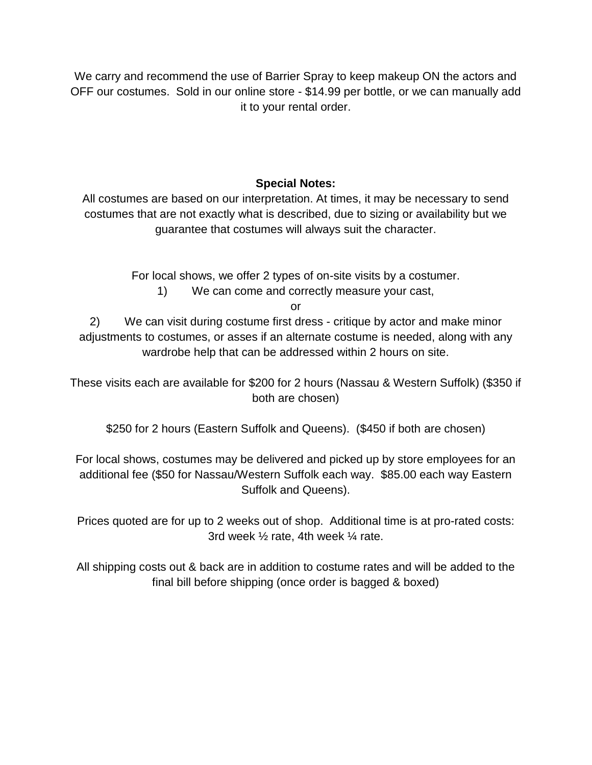We carry and recommend the use of Barrier Spray to keep makeup ON the actors and OFF our costumes. Sold in our online store - $14.99 per bottle, or we can manually add it to your rental order.

**Special Notes:**

All costumes are based on our interpretation. At times, it may be necessary to send costumes that are not exactly what is described, due to sizing or availability but we guarantee that costumes will always suit the character.

For local shows, we offer 2 types of on-site visits by a costumer.

1) We can come and correctly measure your cast,

or

2) We can visit during costume first dress - critique by actor and make minor adjustments to costumes, or asses if an alternate costume is needed, along with any wardrobe help that can be addressed within 2 hours on site.

These visits each are available for $200 for 2 hours (Nassau & Western Suffolk) ($350 if both are chosen)

$250 for 2 hours (Eastern Suffolk and Queens). ($450 if both are chosen)

For local shows, costumes may be delivered and picked up by store employees for an additional fee ($50 for Nassau/Western Suffolk each way. $85.00 each way Eastern Suffolk and Queens).

Prices quoted are for up to 2 weeks out of shop. Additional time is at pro-rated costs: 3rd week ½ rate, 4th week ¼ rate.

All shipping costs out & back are in addition to costume rates and will be added to the final bill before shipping (once order is bagged & boxed)